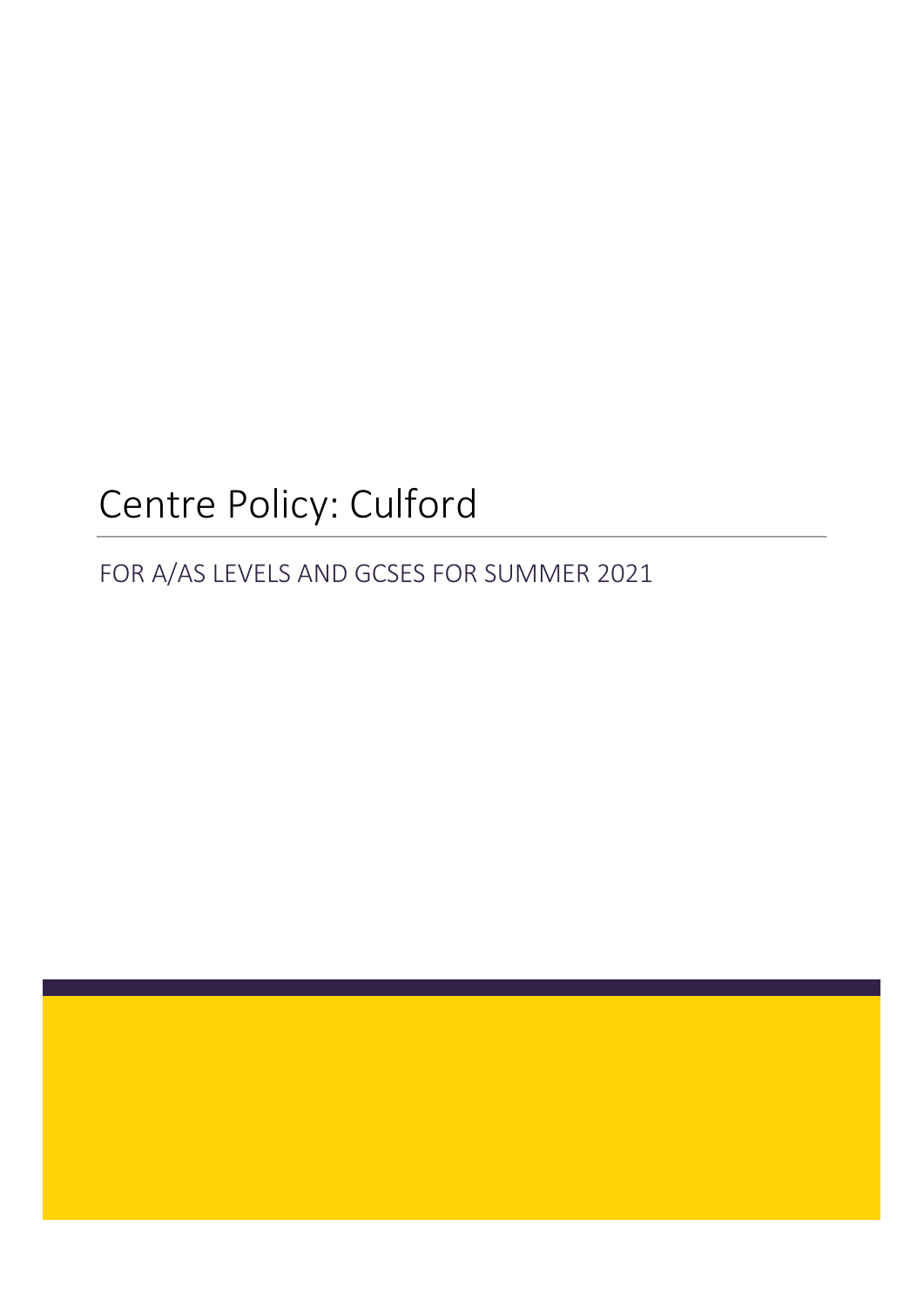# Centre Policy: Culford

FOR A/AS LEVELS AND GCSES FOR SUMMER 2021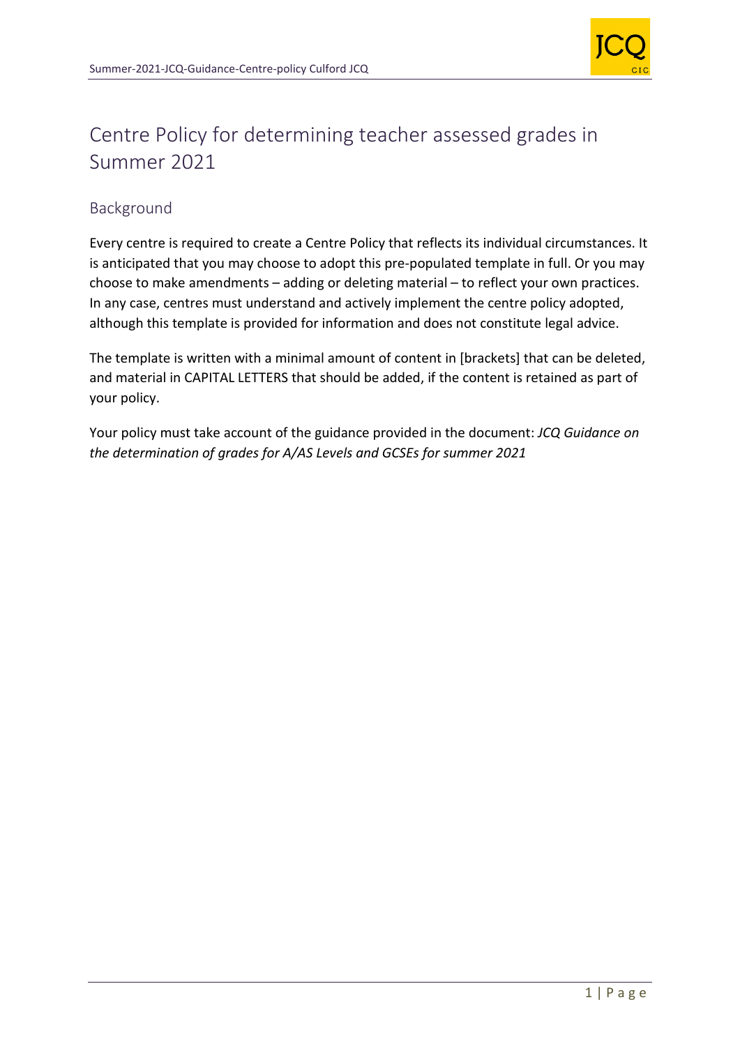# Centre Policy for determining teacher assessed grades in Summer 2021

## Background

Every centre is required to create a Centre Policy that reflects its individual circumstances. It is anticipated that you may choose to adopt this pre-populated template in full. Or you may choose to make amendments – adding or deleting material – to reflect your own practices. In any case, centres must understand and actively implement the centre policy adopted, although this template is provided for information and does not constitute legal advice.

The template is written with a minimal amount of content in [brackets] that can be deleted, and material in CAPITAL LETTERS that should be added, if the content is retained as part of your policy.

Your policy must take account of the guidance provided in the document: *JCQ Guidance on the determination of grades for A/AS Levels and GCSEs for summer 2021*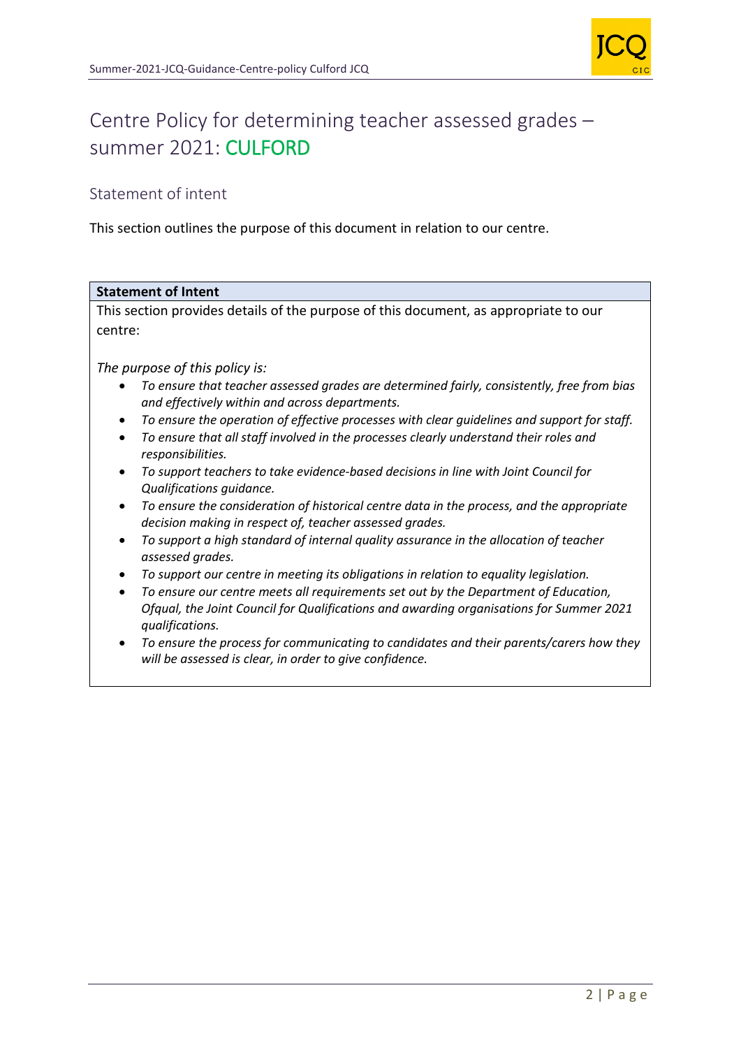# Centre Policy for determining teacher assessed grades – summer 2021: CULFORD

## Statement of intent

This section outlines the purpose of this document in relation to our centre.

| **Statement of Intent** |
| --- |
| This section provides details of the purpose of this document, as appropriate to our centre:<br><br>*The purpose of this policy is:*<br>• *To ensure that teacher assessed grades are determined fairly, consistently, free from bias and effectively within and across departments.*<br>• *To ensure the operation of effective processes with clear guidelines and support for staff.*<br>• *To ensure that all staff involved in the processes clearly understand their roles and responsibilities.*<br>• *To support teachers to take evidence-based decisions in line with Joint Council for Qualifications guidance.*<br>• *To ensure the consideration of historical centre data in the process, and the appropriate decision making in respect of, teacher assessed grades.*<br>• *To support a high standard of internal quality assurance in the allocation of teacher assessed grades.*<br>• *To support our centre in meeting its obligations in relation to equality legislation.*<br>• *To ensure our centre meets all requirements set out by the Department of Education, Ofqual, the Joint Council for Qualifications and awarding organisations for Summer 2021 qualifications.*<br>• *To ensure the process for communicating to candidates and their parents/carers how they will be assessed is clear, in order to give confidence.* |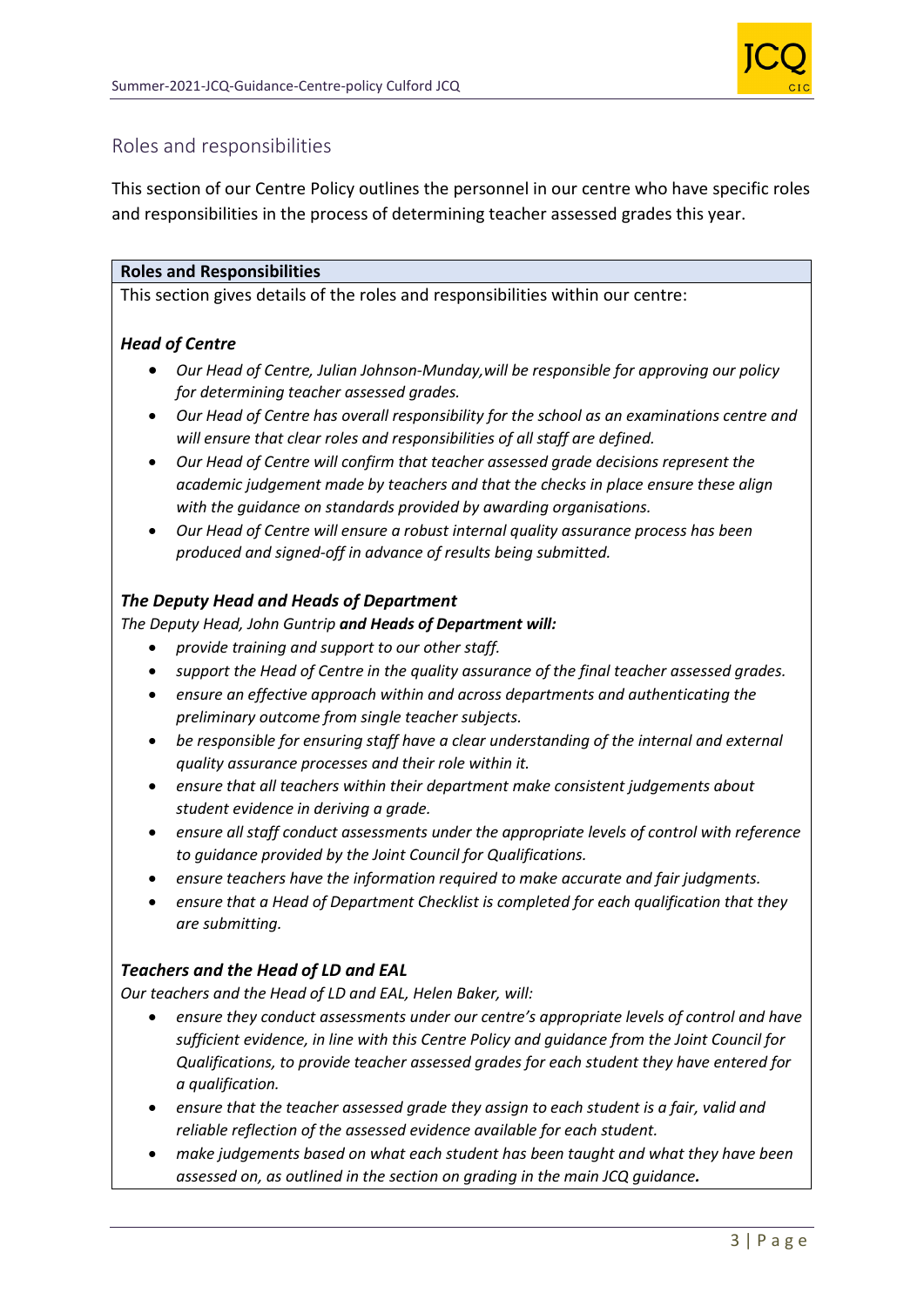## Roles and responsibilities

This section of our Centre Policy outlines the personnel in our centre who have specific roles and responsibilities in the process of determining teacher assessed grades this year.

**Roles and Responsibilities**

This section gives details of the roles and responsibilities within our centre:

### ***Head of Centre***

- *Our Head of Centre, Julian Johnson-Munday,will be responsible for approving our policy for determining teacher assessed grades.*
- *Our Head of Centre has overall responsibility for the school as an examinations centre and will ensure that clear roles and responsibilities of all staff are defined.*
- *Our Head of Centre will confirm that teacher assessed grade decisions represent the academic judgement made by teachers and that the checks in place ensure these align with the guidance on standards provided by awarding organisations.*
- *Our Head of Centre will ensure a robust internal quality assurance process has been produced and signed-off in advance of results being submitted.*

### ***The Deputy Head and Heads of Department***

*The Deputy Head, John Guntrip* ***and Heads of Department will:***

- *provide training and support to our other staff.*
- *support the Head of Centre in the quality assurance of the final teacher assessed grades.*
- *ensure an effective approach within and across departments and authenticating the preliminary outcome from single teacher subjects.*
- *be responsible for ensuring staff have a clear understanding of the internal and external quality assurance processes and their role within it.*
- *ensure that all teachers within their department make consistent judgements about student evidence in deriving a grade.*
- *ensure all staff conduct assessments under the appropriate levels of control with reference to guidance provided by the Joint Council for Qualifications.*
- *ensure teachers have the information required to make accurate and fair judgments.*
- *ensure that a Head of Department Checklist is completed for each qualification that they are submitting.*

### ***Teachers and the Head of LD and EAL***

*Our teachers and the Head of LD and EAL, Helen Baker, will:*

- *ensure they conduct assessments under our centre's appropriate levels of control and have sufficient evidence, in line with this Centre Policy and guidance from the Joint Council for Qualifications, to provide teacher assessed grades for each student they have entered for a qualification.*
- *ensure that the teacher assessed grade they assign to each student is a fair, valid and reliable reflection of the assessed evidence available for each student.*
- *make judgements based on what each student has been taught and what they have been assessed on, as outlined in the section on grading in the main JCQ guidance****.***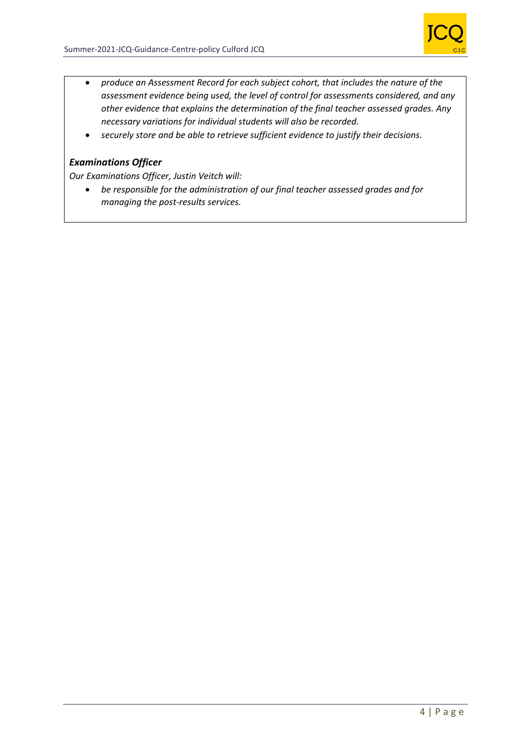- *produce an Assessment Record for each subject cohort, that includes the nature of the assessment evidence being used, the level of control for assessments considered, and any other evidence that explains the determination of the final teacher assessed grades. Any necessary variations for individual students will also be recorded.*
- *securely store and be able to retrieve sufficient evidence to justify their decisions.*

***Examinations Officer***

*Our Examinations Officer, Justin Veitch will:*

- *be responsible for the administration of our final teacher assessed grades and for managing the post-results services.*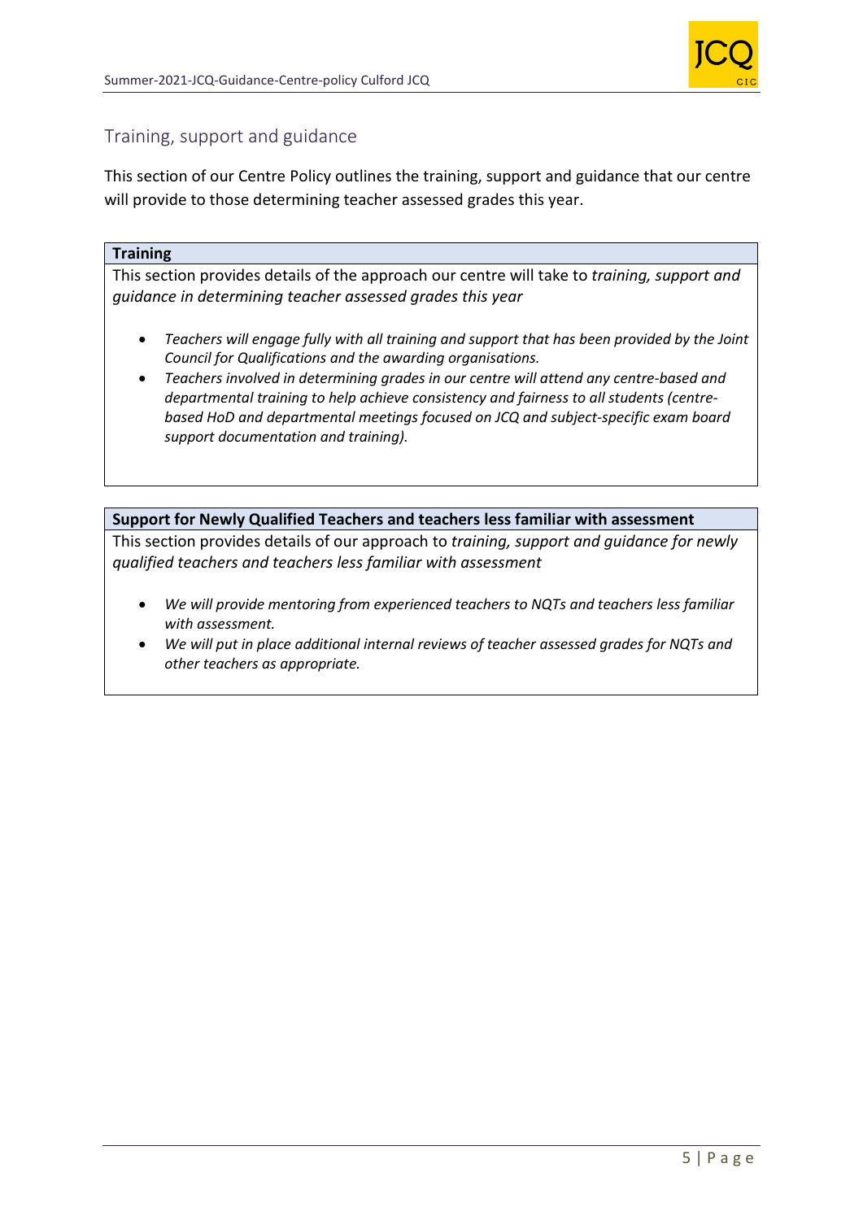## Training, support and guidance

This section of our Centre Policy outlines the training, support and guidance that our centre will provide to those determining teacher assessed grades this year.

**Training**

This section provides details of the approach our centre will take to *training, support and guidance in determining teacher assessed grades this year*

- *Teachers will engage fully with all training and support that has been provided by the Joint Council for Qualifications and the awarding organisations.*
- *Teachers involved in determining grades in our centre will attend any centre-based and departmental training to help achieve consistency and fairness to all students (centre-based HoD and departmental meetings focused on JCQ and subject-specific exam board support documentation and training).*

**Support for Newly Qualified Teachers and teachers less familiar with assessment**

This section provides details of our approach to *training, support and guidance for newly qualified teachers and teachers less familiar with assessment*

- *We will provide mentoring from experienced teachers to NQTs and teachers less familiar with assessment.*
- *We will put in place additional internal reviews of teacher assessed grades for NQTs and other teachers as appropriate.*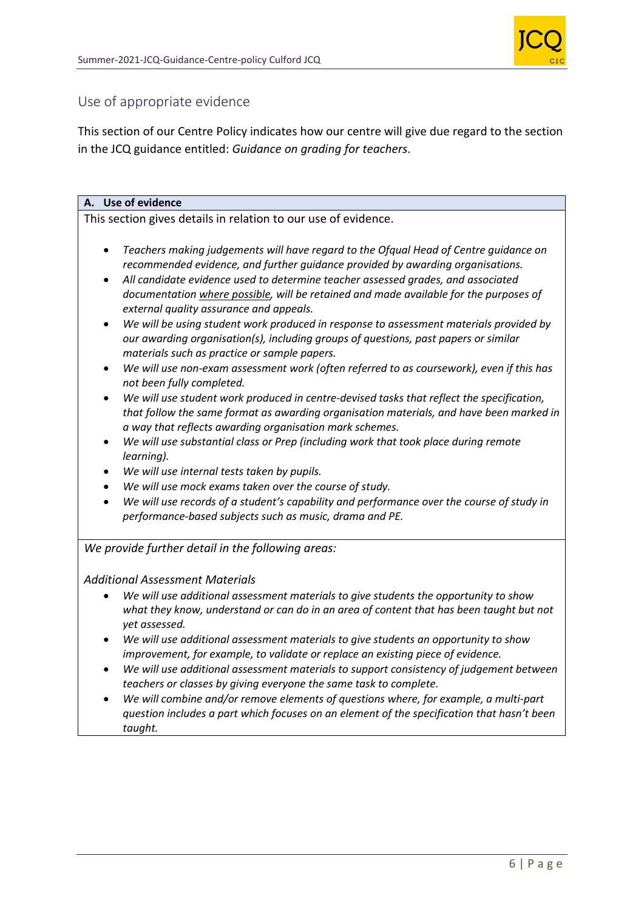## Use of appropriate evidence

This section of our Centre Policy indicates how our centre will give due regard to the section in the JCQ guidance entitled: *Guidance on grading for teachers*.

**A. Use of evidence**

This section gives details in relation to our use of evidence.

- *Teachers making judgements will have regard to the Ofqual Head of Centre guidance on recommended evidence, and further guidance provided by awarding organisations.*
- *All candidate evidence used to determine teacher assessed grades, and associated documentation where possible, will be retained and made available for the purposes of external quality assurance and appeals.*
- *We will be using student work produced in response to assessment materials provided by our awarding organisation(s), including groups of questions, past papers or similar materials such as practice or sample papers.*
- *We will use non-exam assessment work (often referred to as coursework), even if this has not been fully completed.*
- *We will use student work produced in centre-devised tasks that reflect the specification, that follow the same format as awarding organisation materials, and have been marked in a way that reflects awarding organisation mark schemes.*
- *We will use substantial class or Prep (including work that took place during remote learning).*
- *We will use internal tests taken by pupils.*
- *We will use mock exams taken over the course of study.*
- *We will use records of a student's capability and performance over the course of study in performance-based subjects such as music, drama and PE.*

*We provide further detail in the following areas:*

*Additional Assessment Materials*

- *We will use additional assessment materials to give students the opportunity to show what they know, understand or can do in an area of content that has been taught but not yet assessed.*
- *We will use additional assessment materials to give students an opportunity to show improvement, for example, to validate or replace an existing piece of evidence.*
- *We will use additional assessment materials to support consistency of judgement between teachers or classes by giving everyone the same task to complete.*
- *We will combine and/or remove elements of questions where, for example, a multi-part question includes a part which focuses on an element of the specification that hasn't been taught.*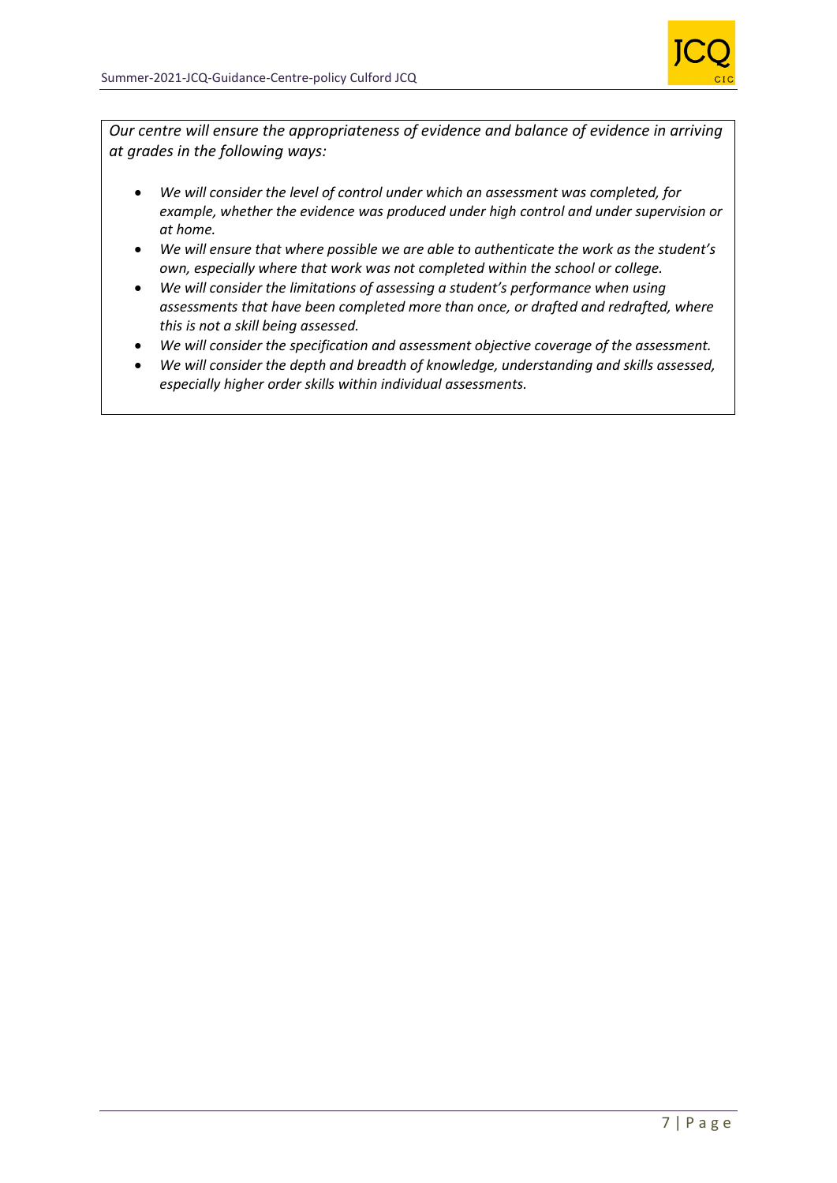*Our centre will ensure the appropriateness of evidence and balance of evidence in arriving at grades in the following ways:*

- *We will consider the level of control under which an assessment was completed, for example, whether the evidence was produced under high control and under supervision or at home.*
- *We will ensure that where possible we are able to authenticate the work as the student's own, especially where that work was not completed within the school or college.*
- *We will consider the limitations of assessing a student's performance when using assessments that have been completed more than once, or drafted and redrafted, where this is not a skill being assessed.*
- *We will consider the specification and assessment objective coverage of the assessment.*
- *We will consider the depth and breadth of knowledge, understanding and skills assessed, especially higher order skills within individual assessments.*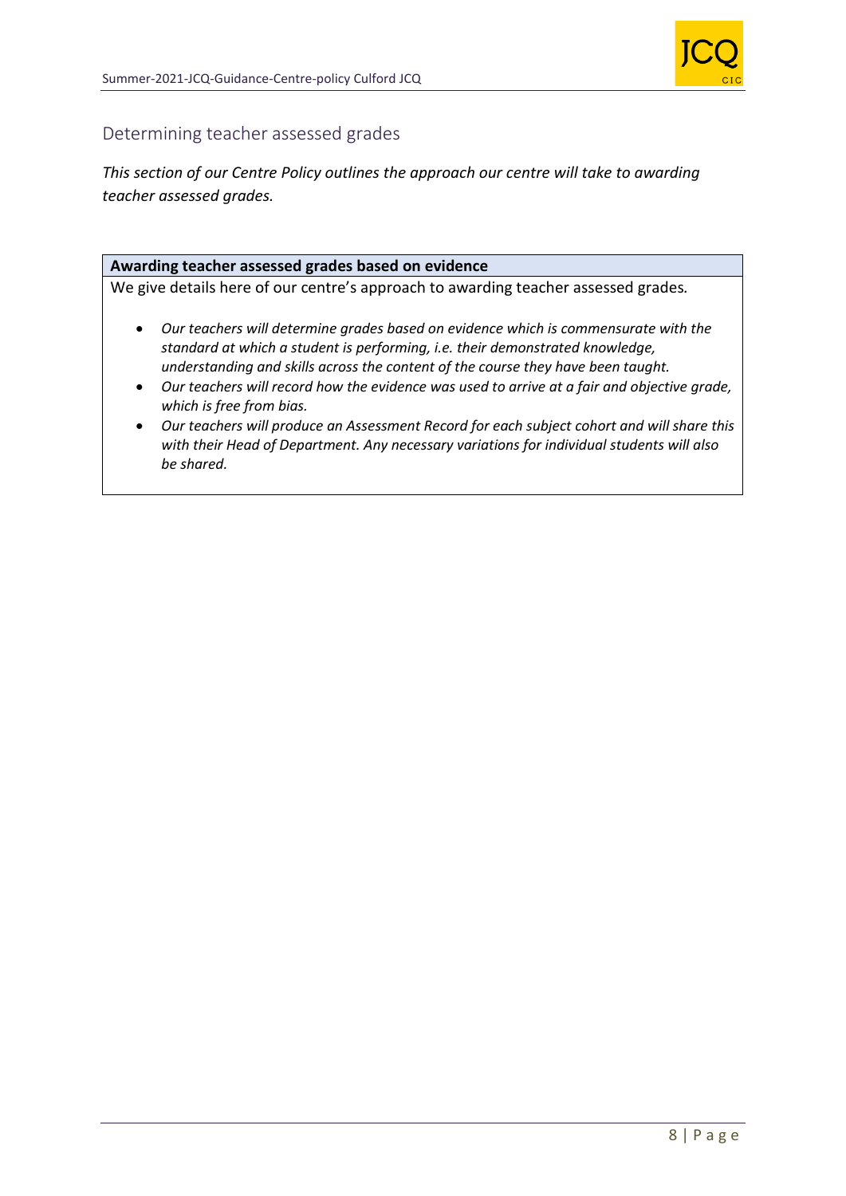## Determining teacher assessed grades

*This section of our Centre Policy outlines the approach our centre will take to awarding teacher assessed grades.*

**Awarding teacher assessed grades based on evidence**

We give details here of our centre's approach to awarding teacher assessed grades.

- *Our teachers will determine grades based on evidence which is commensurate with the standard at which a student is performing, i.e. their demonstrated knowledge, understanding and skills across the content of the course they have been taught.*
- *Our teachers will record how the evidence was used to arrive at a fair and objective grade, which is free from bias.*
- *Our teachers will produce an Assessment Record for each subject cohort and will share this with their Head of Department. Any necessary variations for individual students will also be shared.*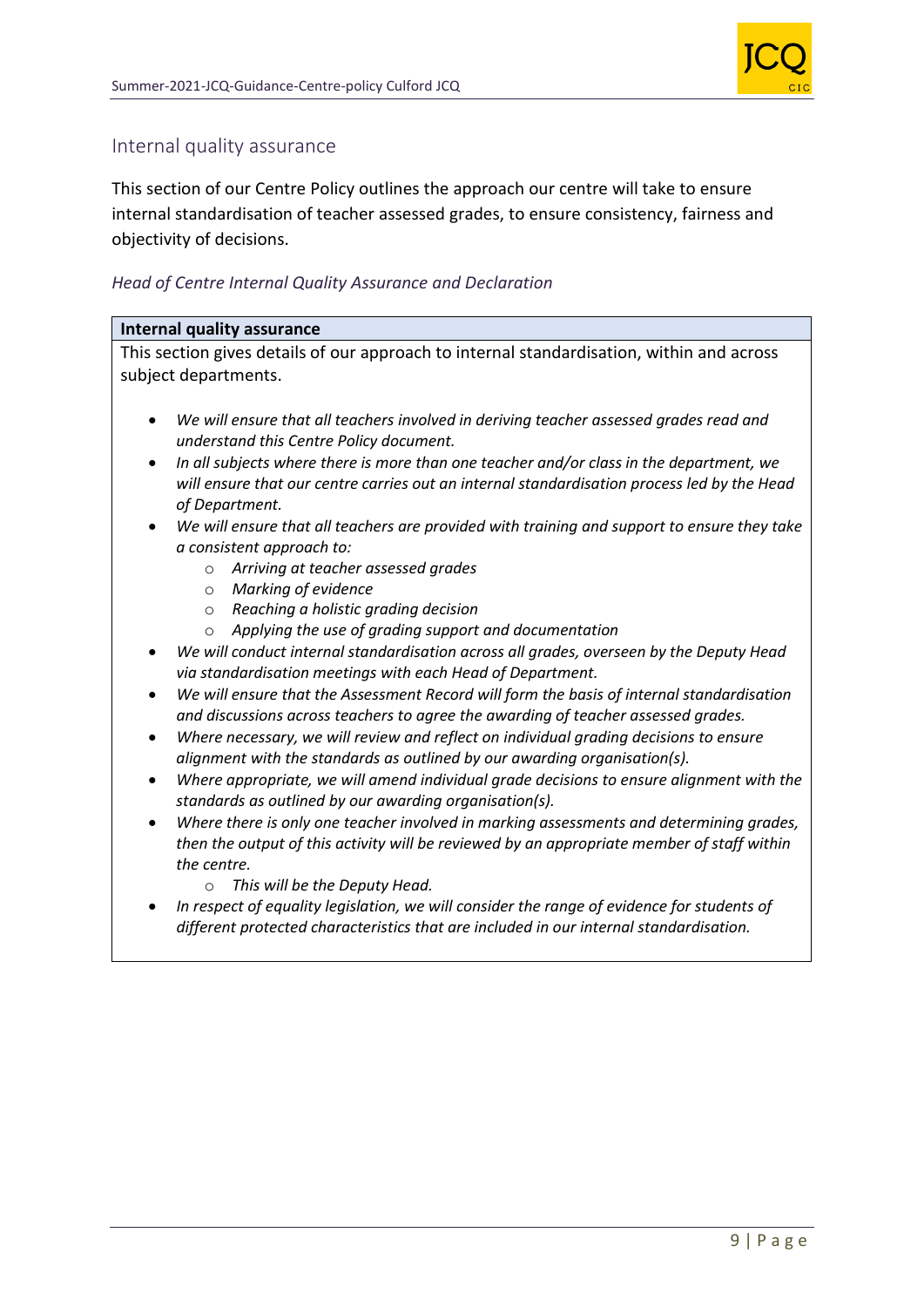## Internal quality assurance

This section of our Centre Policy outlines the approach our centre will take to ensure internal standardisation of teacher assessed grades, to ensure consistency, fairness and objectivity of decisions.

### *Head of Centre Internal Quality Assurance and Declaration*

**Internal quality assurance**

This section gives details of our approach to internal standardisation, within and across subject departments.

- *We will ensure that all teachers involved in deriving teacher assessed grades read and understand this Centre Policy document.*
- *In all subjects where there is more than one teacher and/or class in the department, we will ensure that our centre carries out an internal standardisation process led by the Head of Department.*
- *We will ensure that all teachers are provided with training and support to ensure they take a consistent approach to:*
    - *Arriving at teacher assessed grades*
    - *Marking of evidence*
    - *Reaching a holistic grading decision*
    - *Applying the use of grading support and documentation*
- *We will conduct internal standardisation across all grades, overseen by the Deputy Head via standardisation meetings with each Head of Department.*
- *We will ensure that the Assessment Record will form the basis of internal standardisation and discussions across teachers to agree the awarding of teacher assessed grades.*
- *Where necessary, we will review and reflect on individual grading decisions to ensure alignment with the standards as outlined by our awarding organisation(s).*
- *Where appropriate, we will amend individual grade decisions to ensure alignment with the standards as outlined by our awarding organisation(s).*
- *Where there is only one teacher involved in marking assessments and determining grades, then the output of this activity will be reviewed by an appropriate member of staff within the centre.*
    - *This will be the Deputy Head.*
- *In respect of equality legislation, we will consider the range of evidence for students of different protected characteristics that are included in our internal standardisation.*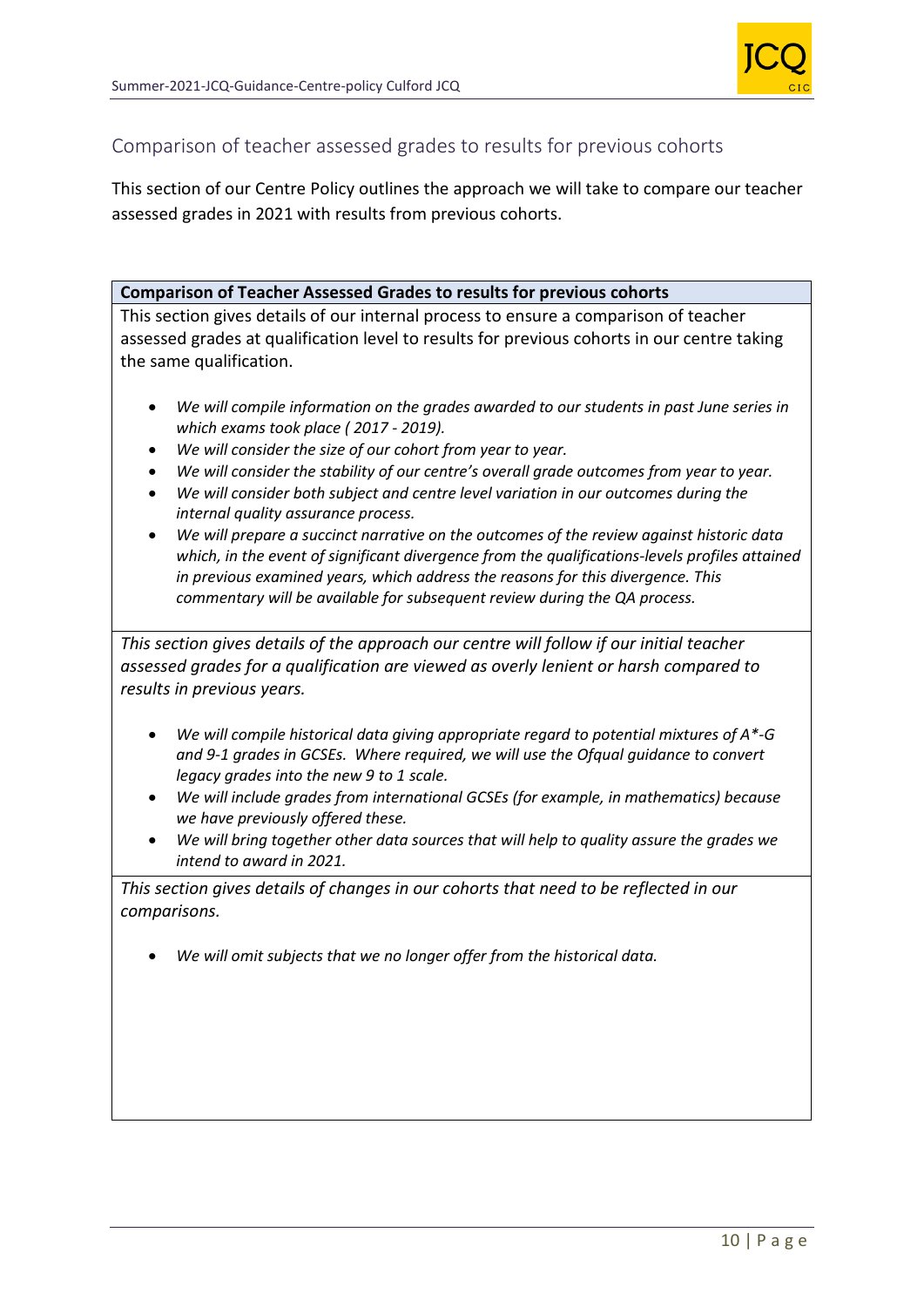## Comparison of teacher assessed grades to results for previous cohorts

This section of our Centre Policy outlines the approach we will take to compare our teacher assessed grades in 2021 with results from previous cohorts.

**Comparison of Teacher Assessed Grades to results for previous cohorts**

This section gives details of our internal process to ensure a comparison of teacher assessed grades at qualification level to results for previous cohorts in our centre taking the same qualification.

- *We will compile information on the grades awarded to our students in past June series in which exams took place ( 2017 - 2019).*
- *We will consider the size of our cohort from year to year.*
- *We will consider the stability of our centre's overall grade outcomes from year to year.*
- *We will consider both subject and centre level variation in our outcomes during the internal quality assurance process.*
- *We will prepare a succinct narrative on the outcomes of the review against historic data which, in the event of significant divergence from the qualifications-levels profiles attained in previous examined years, which address the reasons for this divergence. This commentary will be available for subsequent review during the QA process.*

*This section gives details of the approach our centre will follow if our initial teacher assessed grades for a qualification are viewed as overly lenient or harsh compared to results in previous years.*

- *We will compile historical data giving appropriate regard to potential mixtures of A*-G and 9-1 grades in GCSEs. Where required, we will use the Ofqual guidance to convert legacy grades into the new 9 to 1 scale.*
- *We will include grades from international GCSEs (for example, in mathematics) because we have previously offered these.*
- *We will bring together other data sources that will help to quality assure the grades we intend to award in 2021.*

*This section gives details of changes in our cohorts that need to be reflected in our comparisons.*

- *We will omit subjects that we no longer offer from the historical data.*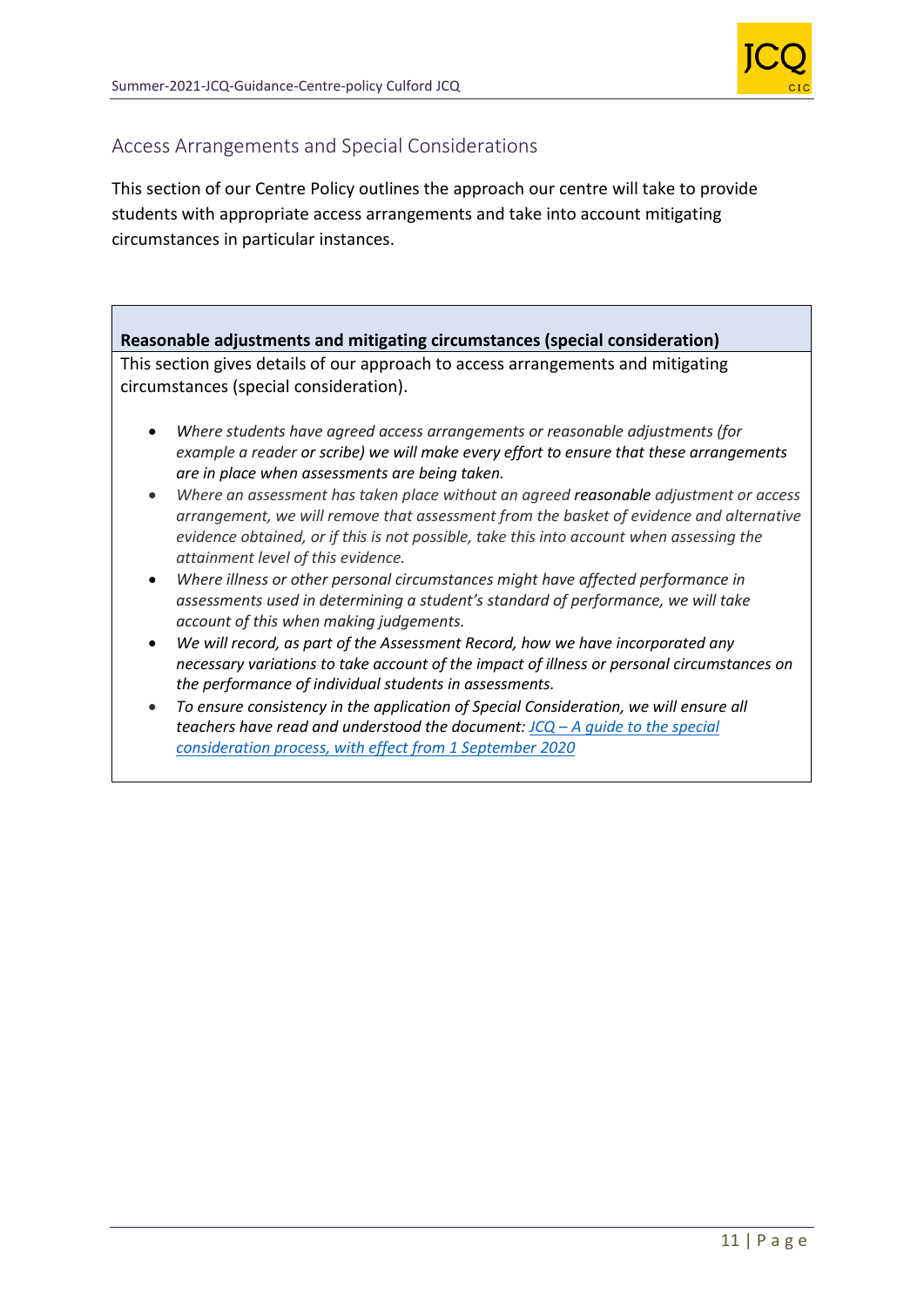## Access Arrangements and Special Considerations

This section of our Centre Policy outlines the approach our centre will take to provide students with appropriate access arrangements and take into account mitigating circumstances in particular instances.

**Reasonable adjustments and mitigating circumstances (special consideration)**

This section gives details of our approach to access arrangements and mitigating circumstances (special consideration).

- *Where students have agreed access arrangements or reasonable adjustments (for example a reader or scribe) we will make every effort to ensure that these arrangements are in place when assessments are being taken.*
- *Where an assessment has taken place without an agreed* ***reasonable*** *adjustment or access arrangement, we will remove that assessment from the basket of evidence and alternative evidence obtained, or if this is not possible, take this into account when assessing the attainment level of this evidence.*
- *Where illness or other personal circumstances might have affected performance in assessments used in determining a student's standard of performance, we will take account of this when making judgements.*
- *We will record, as part of the Assessment Record, how we have incorporated any necessary variations to take account of the impact of illness or personal circumstances on the performance of individual students in assessments.*
- *To ensure consistency in the application of Special Consideration, we will ensure all teachers have read and understood the document: JCQ – A guide to the special consideration process, with effect from 1 September 2020*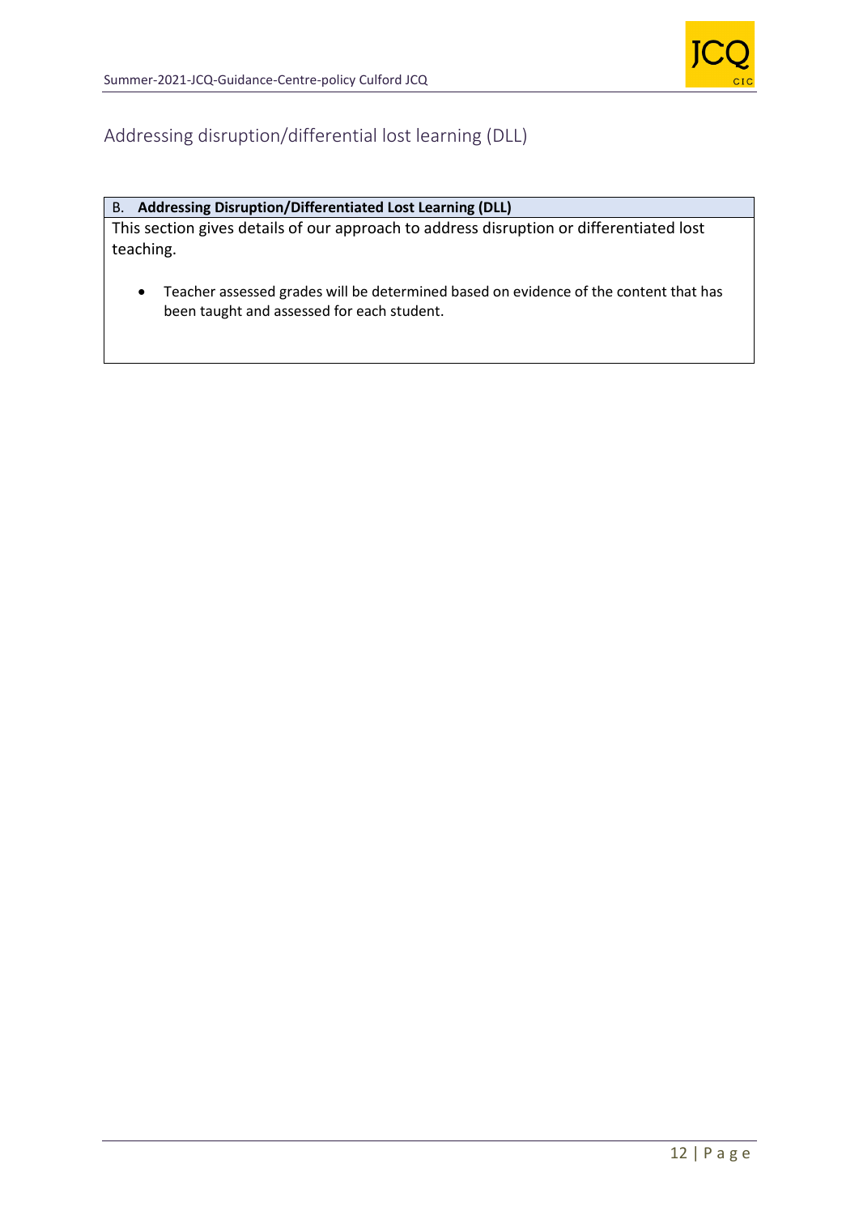## Addressing disruption/differential lost learning (DLL)

| B. **Addressing Disruption/Differentiated Lost Learning (DLL)** |
|---|
| This section gives details of our approach to address disruption or differentiated lost teaching.<br><br>• Teacher assessed grades will be determined based on evidence of the content that has been taught and assessed for each student. |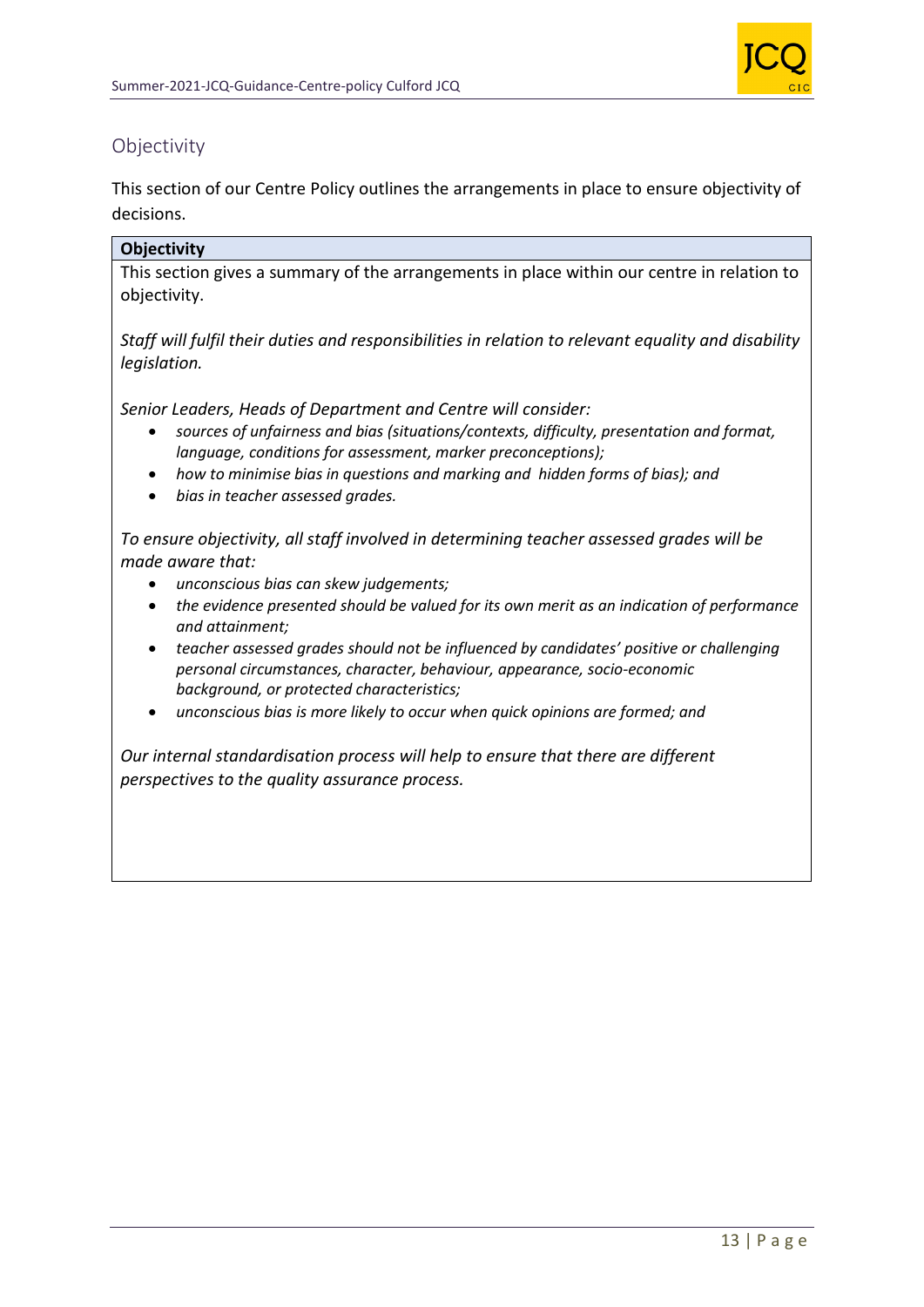## Objectivity

This section of our Centre Policy outlines the arrangements in place to ensure objectivity of decisions.

**Objectivity**

This section gives a summary of the arrangements in place within our centre in relation to objectivity.

*Staff will fulfil their duties and responsibilities in relation to relevant equality and disability legislation.*

*Senior Leaders, Heads of Department and Centre will consider:*

- *sources of unfairness and bias (situations/contexts, difficulty, presentation and format, language, conditions for assessment, marker preconceptions);*
- *how to minimise bias in questions and marking and hidden forms of bias); and*
- *bias in teacher assessed grades.*

*To ensure objectivity, all staff involved in determining teacher assessed grades will be made aware that:*

- *unconscious bias can skew judgements;*
- *the evidence presented should be valued for its own merit as an indication of performance and attainment;*
- *teacher assessed grades should not be influenced by candidates' positive or challenging personal circumstances, character, behaviour, appearance, socio-economic background, or protected characteristics;*
- *unconscious bias is more likely to occur when quick opinions are formed; and*

*Our internal standardisation process will help to ensure that there are different perspectives to the quality assurance process.*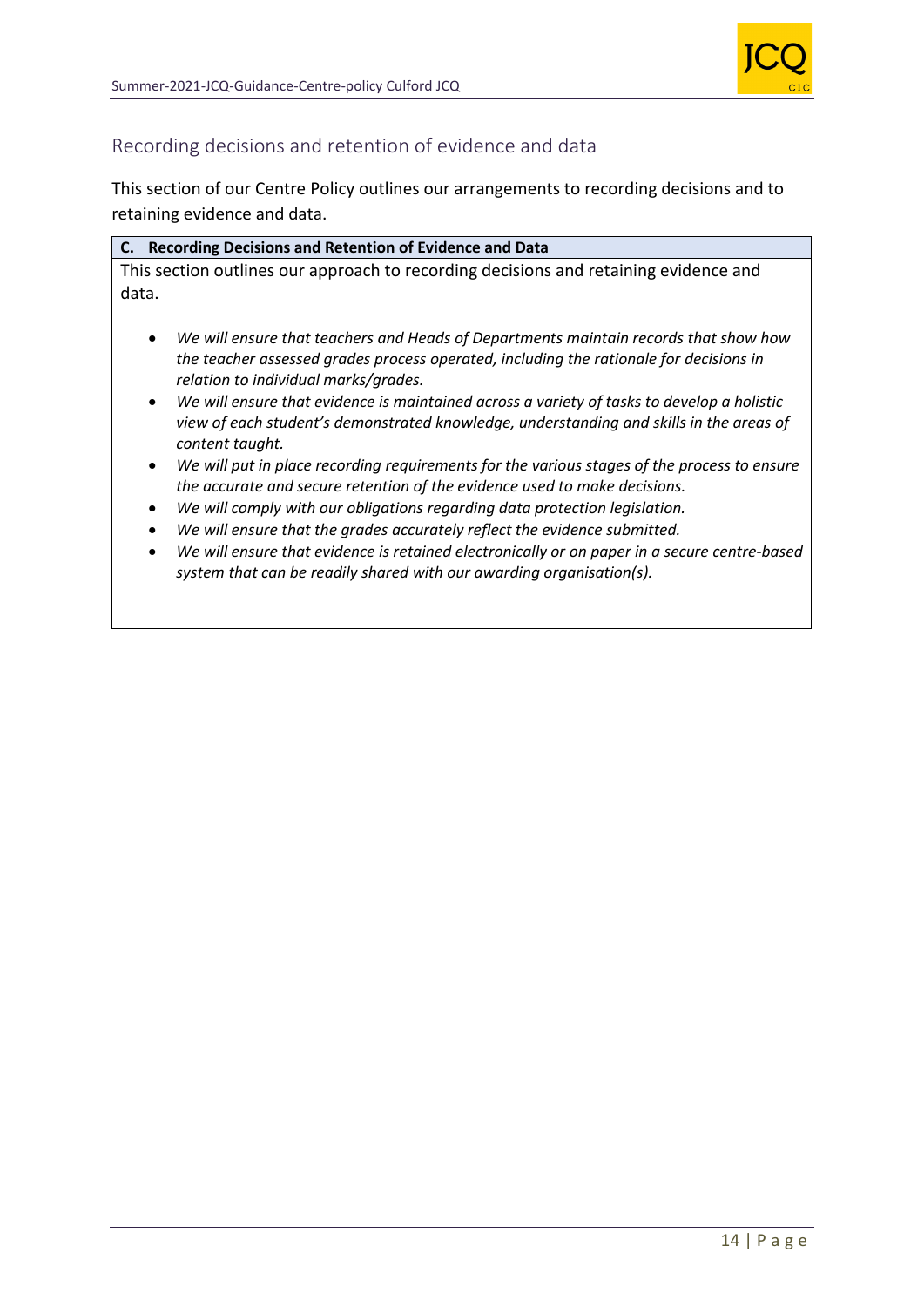## Recording decisions and retention of evidence and data

This section of our Centre Policy outlines our arrangements to recording decisions and to retaining evidence and data.

| **C. Recording Decisions and Retention of Evidence and Data** |
|---|
| This section outlines our approach to recording decisions and retaining evidence and data.<br><br>• *We will ensure that teachers and Heads of Departments maintain records that show how the teacher assessed grades process operated, including the rationale for decisions in relation to individual marks/grades.*<br>• *We will ensure that evidence is maintained across a variety of tasks to develop a holistic view of each student's demonstrated knowledge, understanding and skills in the areas of content taught.*<br>• *We will put in place recording requirements for the various stages of the process to ensure the accurate and secure retention of the evidence used to make decisions.*<br>• *We will comply with our obligations regarding data protection legislation.*<br>• *We will ensure that the grades accurately reflect the evidence submitted.*<br>• *We will ensure that evidence is retained electronically or on paper in a secure centre-based system that can be readily shared with our awarding organisation(s).* |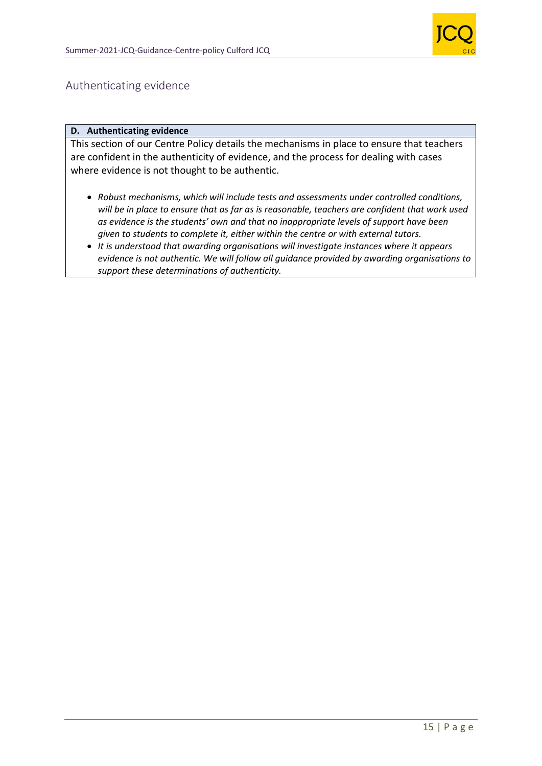## Authenticating evidence

| D. Authenticating evidence |
|---|
| This section of our Centre Policy details the mechanisms in place to ensure that teachers are confident in the authenticity of evidence, and the process for dealing with cases where evidence is not thought to be authentic.<br><br>• *Robust mechanisms, which will include tests and assessments under controlled conditions, will be in place to ensure that as far as is reasonable, teachers are confident that work used as evidence is the students' own and that no inappropriate levels of support have been given to students to complete it, either within the centre or with external tutors.*<br>• *It is understood that awarding organisations will investigate instances where it appears evidence is not authentic. We will follow all guidance provided by awarding organisations to support these determinations of authenticity.* |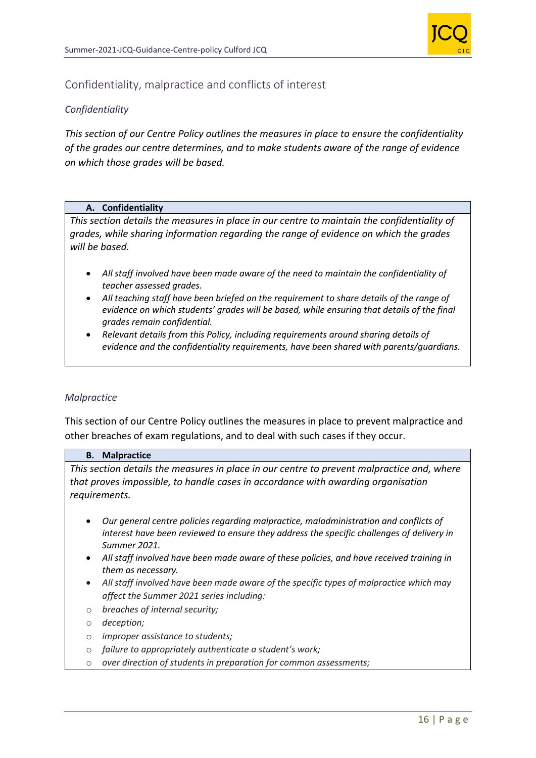## Confidentiality, malpractice and conflicts of interest

### *Confidentiality*

*This section of our Centre Policy outlines the measures in place to ensure the confidentiality of the grades our centre determines, and to make students aware of the range of evidence on which those grades will be based.*

**A. Confidentiality**

*This section details the measures in place in our centre to maintain the confidentiality of grades, while sharing information regarding the range of evidence on which the grades will be based.*

- *All staff involved have been made aware of the need to maintain the confidentiality of teacher assessed grades.*
- *All teaching staff have been briefed on the requirement to share details of the range of evidence on which students' grades will be based, while ensuring that details of the final grades remain confidential.*
- *Relevant details from this Policy, including requirements around sharing details of evidence and the confidentiality requirements, have been shared with parents/guardians.*

### *Malpractice*

This section of our Centre Policy outlines the measures in place to prevent malpractice and other breaches of exam regulations, and to deal with such cases if they occur.

**B. Malpractice**

*This section details the measures in place in our centre to prevent malpractice and, where that proves impossible, to handle cases in accordance with awarding organisation requirements.*

- *Our general centre policies regarding malpractice, maladministration and conflicts of interest have been reviewed to ensure they address the specific challenges of delivery in Summer 2021.*
- *All staff involved have been made aware of these policies, and have received training in them as necessary.*
- *All staff involved have been made aware of the specific types of malpractice which may affect the Summer 2021 series including:*
  - *breaches of internal security;*
  - *deception;*
  - *improper assistance to students;*
  - *failure to appropriately authenticate a student's work;*
  - *over direction of students in preparation for common assessments;*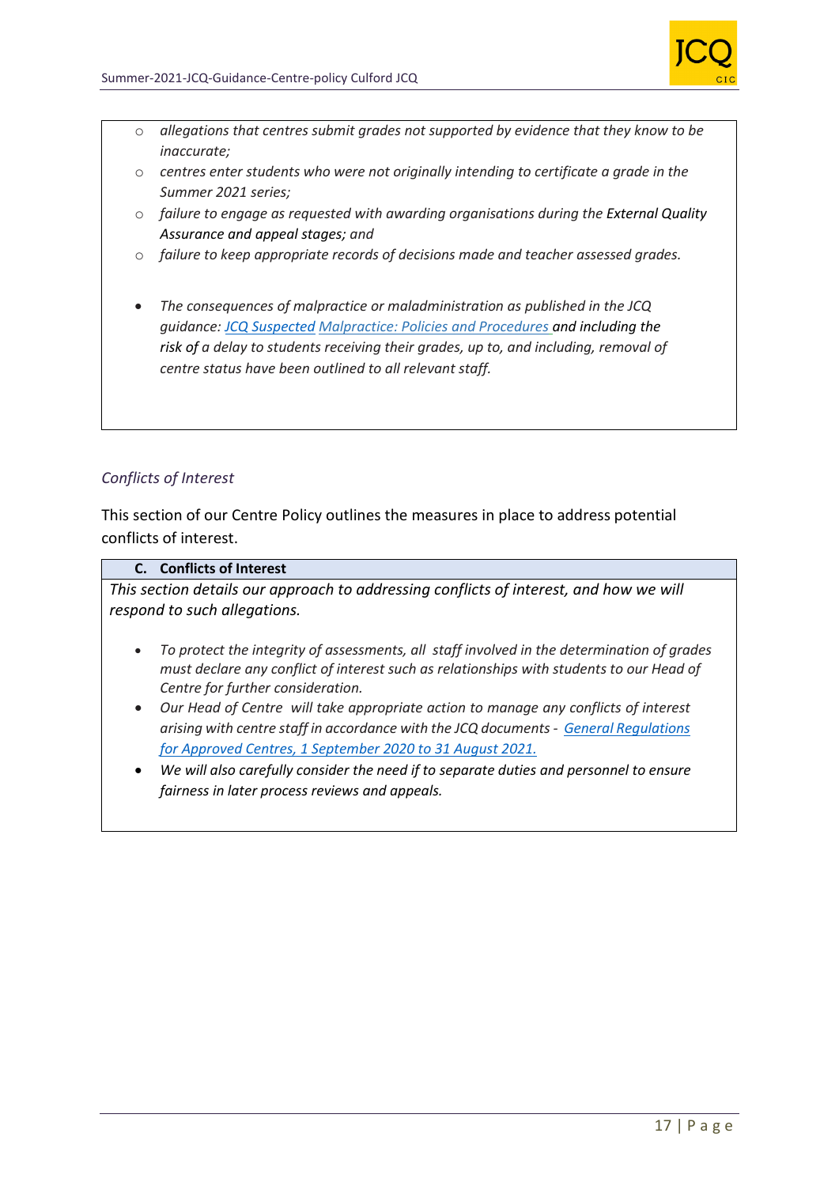- *allegations that centres submit grades not supported by evidence that they know to be inaccurate;*
- *centres enter students who were not originally intending to certificate a grade in the Summer 2021 series;*
- *failure to engage as requested with awarding organisations during the External Quality Assurance and appeal stages; and*
- *failure to keep appropriate records of decisions made and teacher assessed grades.*

- *The consequences of malpractice or maladministration as published in the JCQ guidance: JCQ Suspected Malpractice: Policies and Procedures and including the risk of a delay to students receiving their grades, up to, and including, removal of centre status have been outlined to all relevant staff.*

*Conflicts of Interest*

This section of our Centre Policy outlines the measures in place to address potential conflicts of interest.

**C. Conflicts of Interest**

*This section details our approach to addressing conflicts of interest, and how we will respond to such allegations.*

- *To protect the integrity of assessments, all staff involved in the determination of grades must declare any conflict of interest such as relationships with students to our Head of Centre for further consideration.*
- *Our Head of Centre will take appropriate action to manage any conflicts of interest arising with centre staff in accordance with the JCQ documents - General Regulations for Approved Centres, 1 September 2020 to 31 August 2021.*
- *We will also carefully consider the need if to separate duties and personnel to ensure fairness in later process reviews and appeals.*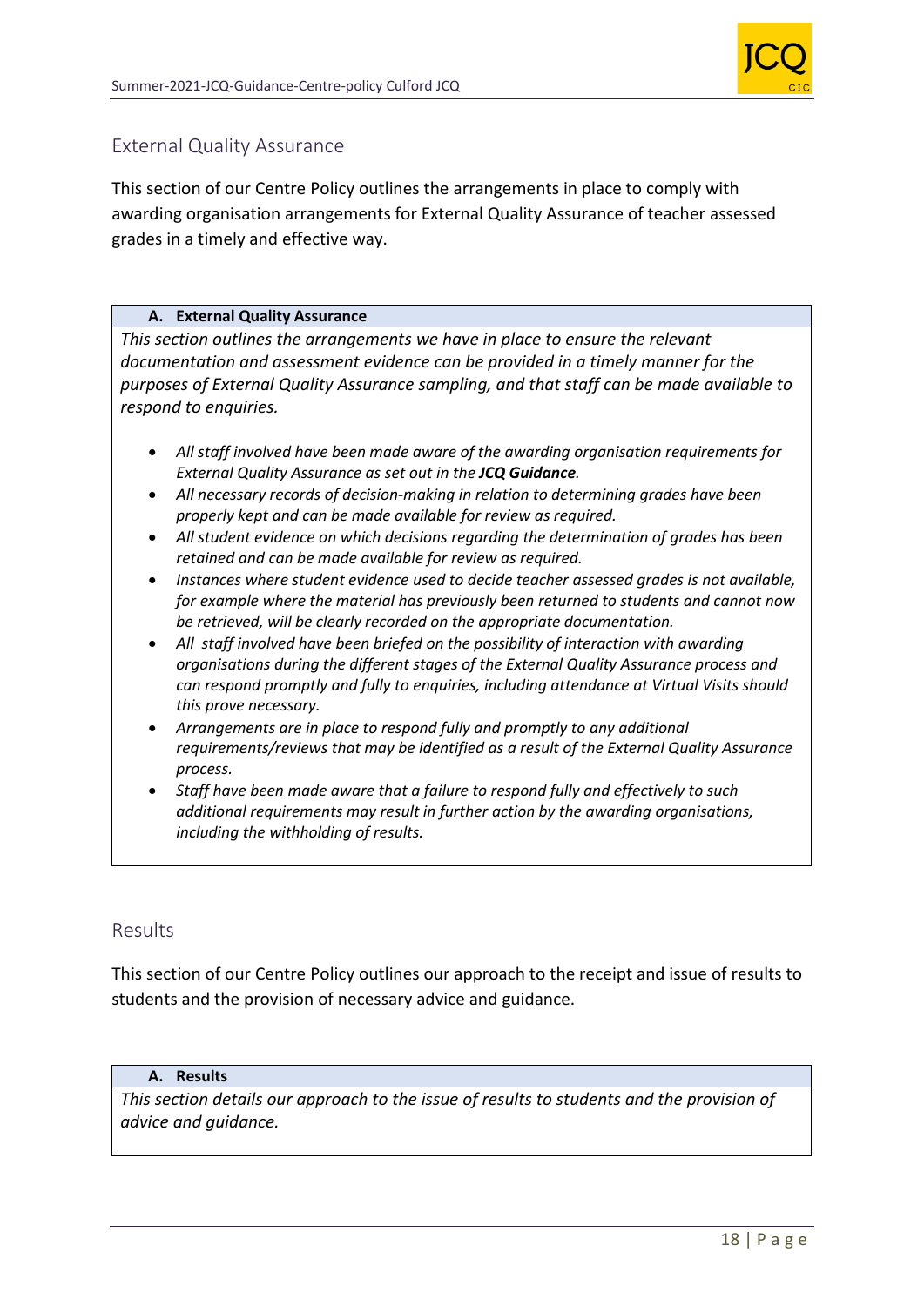## External Quality Assurance

This section of our Centre Policy outlines the arrangements in place to comply with awarding organisation arrangements for External Quality Assurance of teacher assessed grades in a timely and effective way.

### A. External Quality Assurance

*This section outlines the arrangements we have in place to ensure the relevant documentation and assessment evidence can be provided in a timely manner for the purposes of External Quality Assurance sampling, and that staff can be made available to respond to enquiries.*

- *All staff involved have been made aware of the awarding organisation requirements for External Quality Assurance as set out in the **JCQ Guidance**.*
- *All necessary records of decision-making in relation to determining grades have been properly kept and can be made available for review as required.*
- *All student evidence on which decisions regarding the determination of grades has been retained and can be made available for review as required.*
- *Instances where student evidence used to decide teacher assessed grades is not available, for example where the material has previously been returned to students and cannot now be retrieved, will be clearly recorded on the appropriate documentation.*
- *All staff involved have been briefed on the possibility of interaction with awarding organisations during the different stages of the External Quality Assurance process and can respond promptly and fully to enquiries, including attendance at Virtual Visits should this prove necessary.*
- *Arrangements are in place to respond fully and promptly to any additional requirements/reviews that may be identified as a result of the External Quality Assurance process.*
- *Staff have been made aware that a failure to respond fully and effectively to such additional requirements may result in further action by the awarding organisations, including the withholding of results.*

## Results

This section of our Centre Policy outlines our approach to the receipt and issue of results to students and the provision of necessary advice and guidance.

### A. Results

*This section details our approach to the issue of results to students and the provision of advice and guidance.*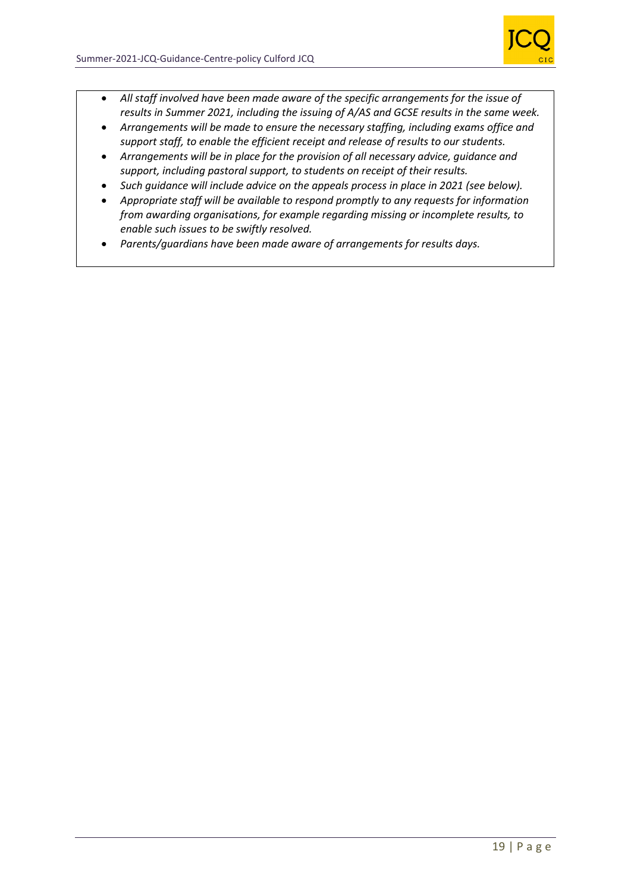- *All staff involved have been made aware of the specific arrangements for the issue of results in Summer 2021, including the issuing of A/AS and GCSE results in the same week.*
- *Arrangements will be made to ensure the necessary staffing, including exams office and support staff, to enable the efficient receipt and release of results to our students.*
- *Arrangements will be in place for the provision of all necessary advice, guidance and support, including pastoral support, to students on receipt of their results.*
- *Such guidance will include advice on the appeals process in place in 2021 (see below).*
- *Appropriate staff will be available to respond promptly to any requests for information from awarding organisations, for example regarding missing or incomplete results, to enable such issues to be swiftly resolved.*
- *Parents/guardians have been made aware of arrangements for results days.*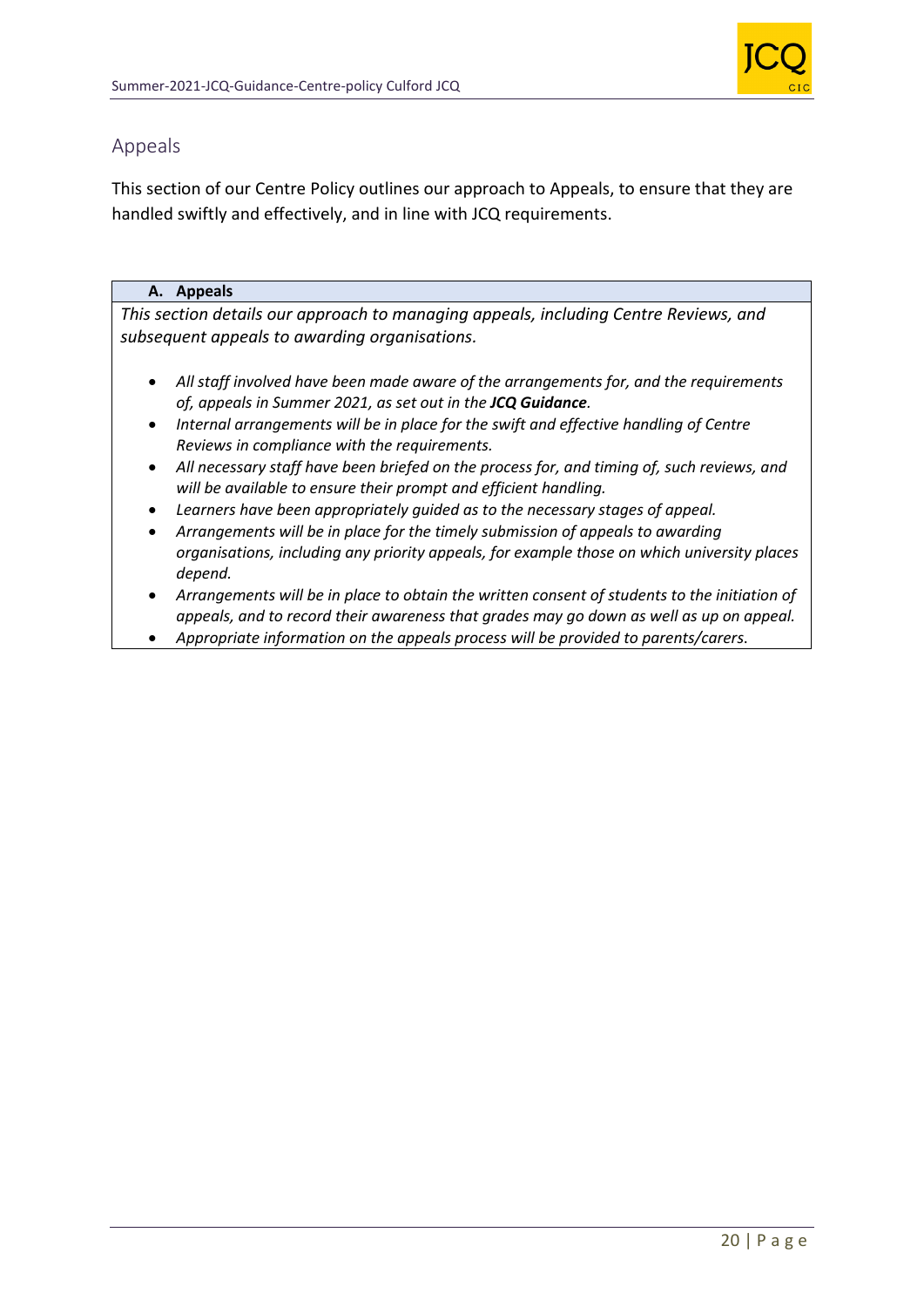## Appeals

This section of our Centre Policy outlines our approach to Appeals, to ensure that they are handled swiftly and effectively, and in line with JCQ requirements.

### A. Appeals

*This section details our approach to managing appeals, including Centre Reviews, and subsequent appeals to awarding organisations.*

- *All staff involved have been made aware of the arrangements for, and the requirements of, appeals in Summer 2021, as set out in the* ***JCQ Guidance****.*
- *Internal arrangements will be in place for the swift and effective handling of Centre Reviews in compliance with the requirements.*
- *All necessary staff have been briefed on the process for, and timing of, such reviews, and will be available to ensure their prompt and efficient handling.*
- *Learners have been appropriately guided as to the necessary stages of appeal.*
- *Arrangements will be in place for the timely submission of appeals to awarding organisations, including any priority appeals, for example those on which university places depend.*
- *Arrangements will be in place to obtain the written consent of students to the initiation of appeals, and to record their awareness that grades may go down as well as up on appeal.*
- *Appropriate information on the appeals process will be provided to parents/carers.*